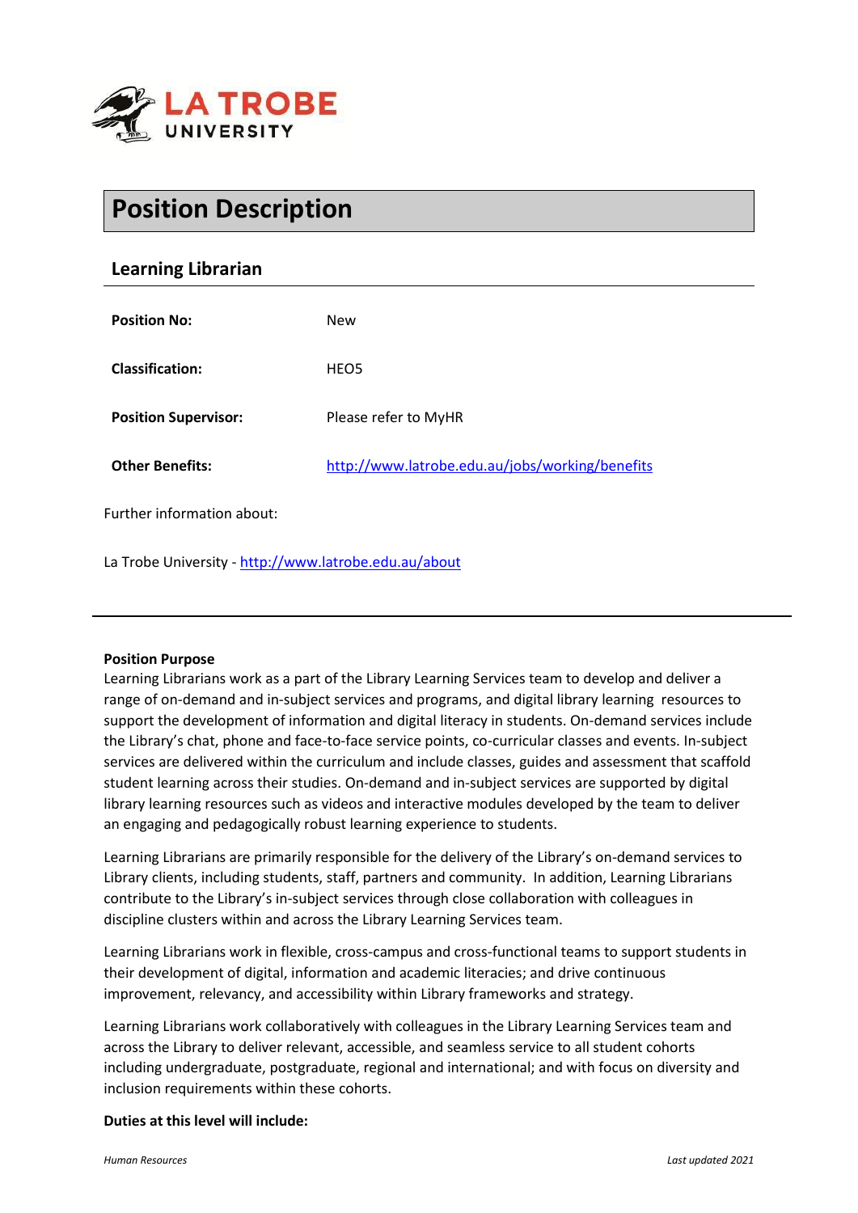# Position Description

## Learning Librarian

| | |
|---|---|
| **Position No:** | New |
| **Classification:** | HEO5 |
| **Position Supervisor:** | Please refer to MyHR |
| **Other Benefits:** | http://www.latrobe.edu.au/jobs/working/benefits |

Further information about:

La Trobe University - http://www.latrobe.edu.au/about

---

**Position Purpose**

Learning Librarians work as a part of the Library Learning Services team to develop and deliver a range of on-demand and in-subject services and programs, and digital library learning resources to support the development of information and digital literacy in students. On-demand services include the Library's chat, phone and face-to-face service points, co-curricular classes and events. In-subject services are delivered within the curriculum and include classes, guides and assessment that scaffold student learning across their studies. On-demand and in-subject services are supported by digital library learning resources such as videos and interactive modules developed by the team to deliver an engaging and pedagogically robust learning experience to students.

Learning Librarians are primarily responsible for the delivery of the Library's on-demand services to Library clients, including students, staff, partners and community. In addition, Learning Librarians contribute to the Library's in-subject services through close collaboration with colleagues in discipline clusters within and across the Library Learning Services team.

Learning Librarians work in flexible, cross-campus and cross-functional teams to support students in their development of digital, information and academic literacies; and drive continuous improvement, relevancy, and accessibility within Library frameworks and strategy.

Learning Librarians work collaboratively with colleagues in the Library Learning Services team and across the Library to deliver relevant, accessible, and seamless service to all student cohorts including undergraduate, postgraduate, regional and international; and with focus on diversity and inclusion requirements within these cohorts.

**Duties at this level will include:**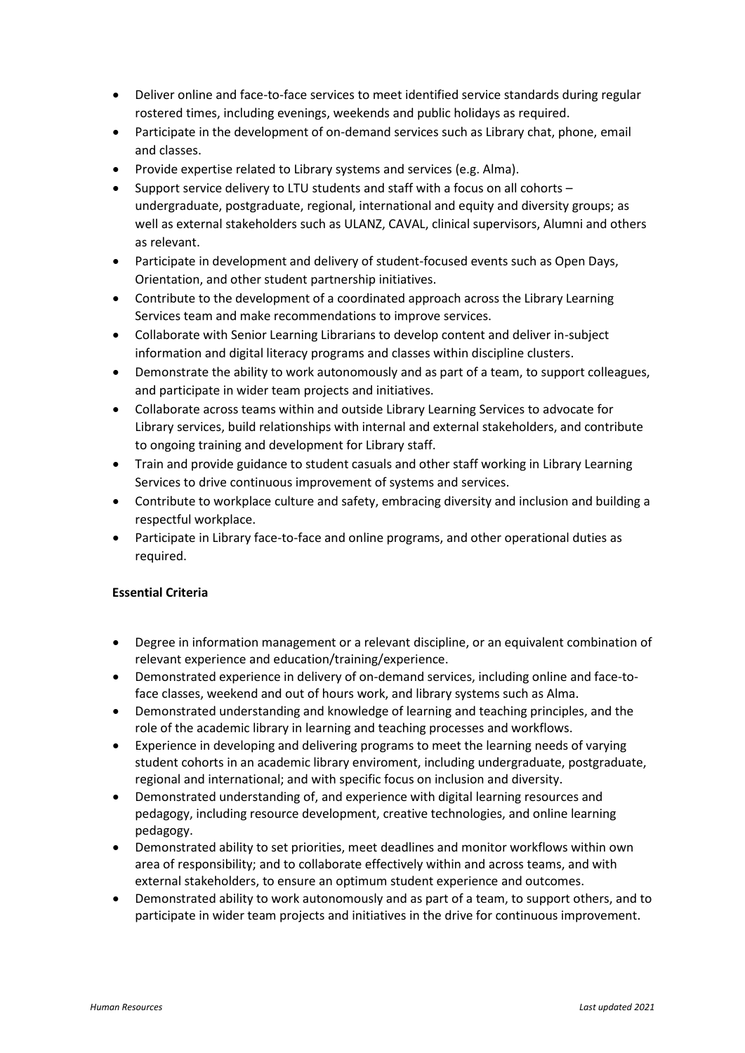- Deliver online and face-to-face services to meet identified service standards during regular rostered times, including evenings, weekends and public holidays as required.
- Participate in the development of on-demand services such as Library chat, phone, email and classes.
- Provide expertise related to Library systems and services (e.g. Alma).
- Support service delivery to LTU students and staff with a focus on all cohorts – undergraduate, postgraduate, regional, international and equity and diversity groups; as well as external stakeholders such as ULANZ, CAVAL, clinical supervisors, Alumni and others as relevant.
- Participate in development and delivery of student-focused events such as Open Days, Orientation, and other student partnership initiatives.
- Contribute to the development of a coordinated approach across the Library Learning Services team and make recommendations to improve services.
- Collaborate with Senior Learning Librarians to develop content and deliver in-subject information and digital literacy programs and classes within discipline clusters.
- Demonstrate the ability to work autonomously and as part of a team, to support colleagues, and participate in wider team projects and initiatives.
- Collaborate across teams within and outside Library Learning Services to advocate for Library services, build relationships with internal and external stakeholders, and contribute to ongoing training and development for Library staff.
- Train and provide guidance to student casuals and other staff working in Library Learning Services to drive continuous improvement of systems and services.
- Contribute to workplace culture and safety, embracing diversity and inclusion and building a respectful workplace.
- Participate in Library face-to-face and online programs, and other operational duties as required.

**Essential Criteria**

- Degree in information management or a relevant discipline, or an equivalent combination of relevant experience and education/training/experience.
- Demonstrated experience in delivery of on-demand services, including online and face-to-face classes, weekend and out of hours work, and library systems such as Alma.
- Demonstrated understanding and knowledge of learning and teaching principles, and the role of the academic library in learning and teaching processes and workflows.
- Experience in developing and delivering programs to meet the learning needs of varying student cohorts in an academic library enviroment, including undergraduate, postgraduate, regional and international; and with specific focus on inclusion and diversity.
- Demonstrated understanding of, and experience with digital learning resources and pedagogy, including resource development, creative technologies, and online learning pedagogy.
- Demonstrated ability to set priorities, meet deadlines and monitor workflows within own area of responsibility; and to collaborate effectively within and across teams, and with external stakeholders, to ensure an optimum student experience and outcomes.
- Demonstrated ability to work autonomously and as part of a team, to support others, and to participate in wider team projects and initiatives in the drive for continuous improvement.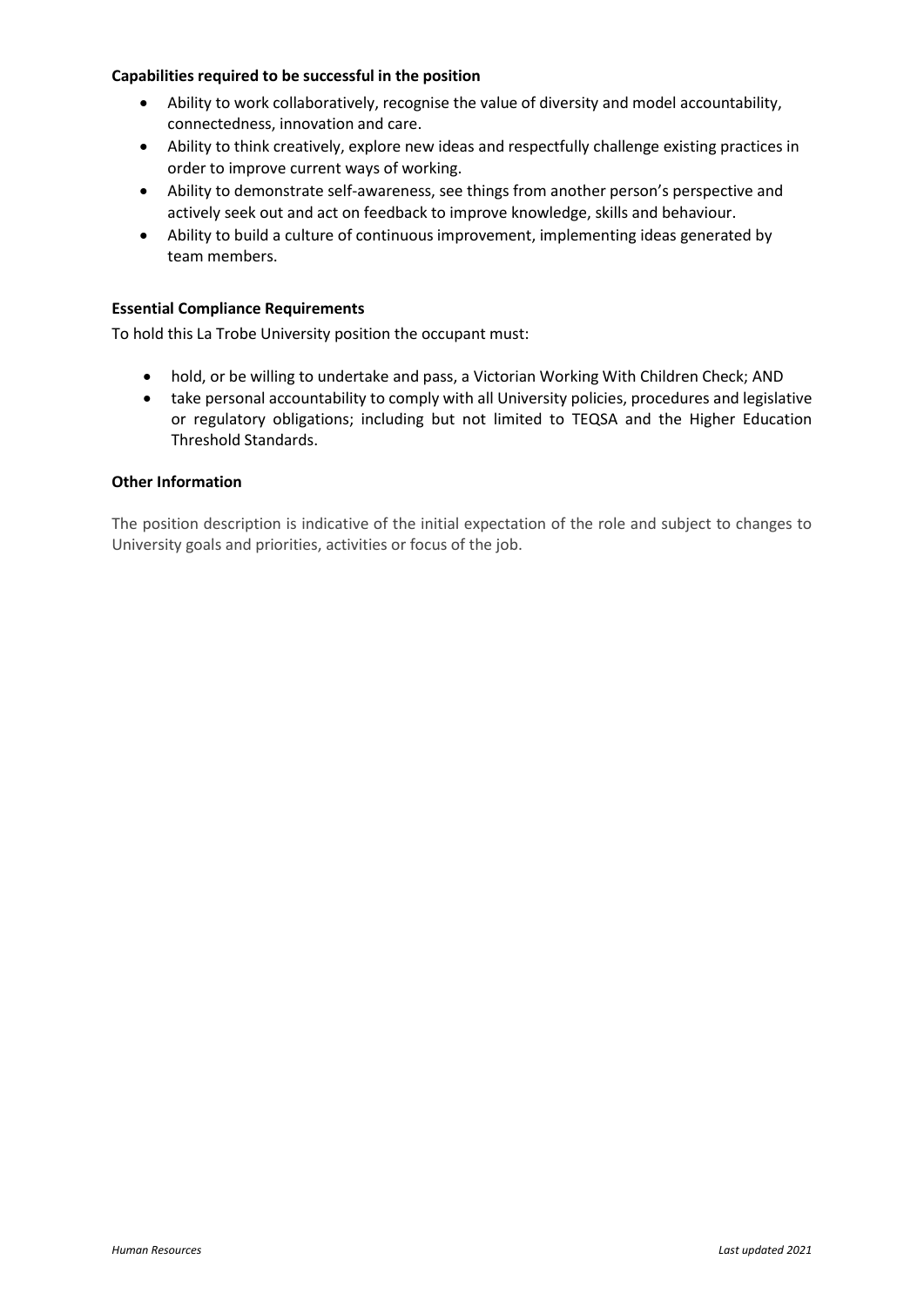**Capabilities required to be successful in the position**

- Ability to work collaboratively, recognise the value of diversity and model accountability, connectedness, innovation and care.
- Ability to think creatively, explore new ideas and respectfully challenge existing practices in order to improve current ways of working.
- Ability to demonstrate self-awareness, see things from another person's perspective and actively seek out and act on feedback to improve knowledge, skills and behaviour.
- Ability to build a culture of continuous improvement, implementing ideas generated by team members.

**Essential Compliance Requirements**

To hold this La Trobe University position the occupant must:

- hold, or be willing to undertake and pass, a Victorian Working With Children Check; AND
- take personal accountability to comply with all University policies, procedures and legislative or regulatory obligations; including but not limited to TEQSA and the Higher Education Threshold Standards.

**Other Information**

The position description is indicative of the initial expectation of the role and subject to changes to University goals and priorities, activities or focus of the job.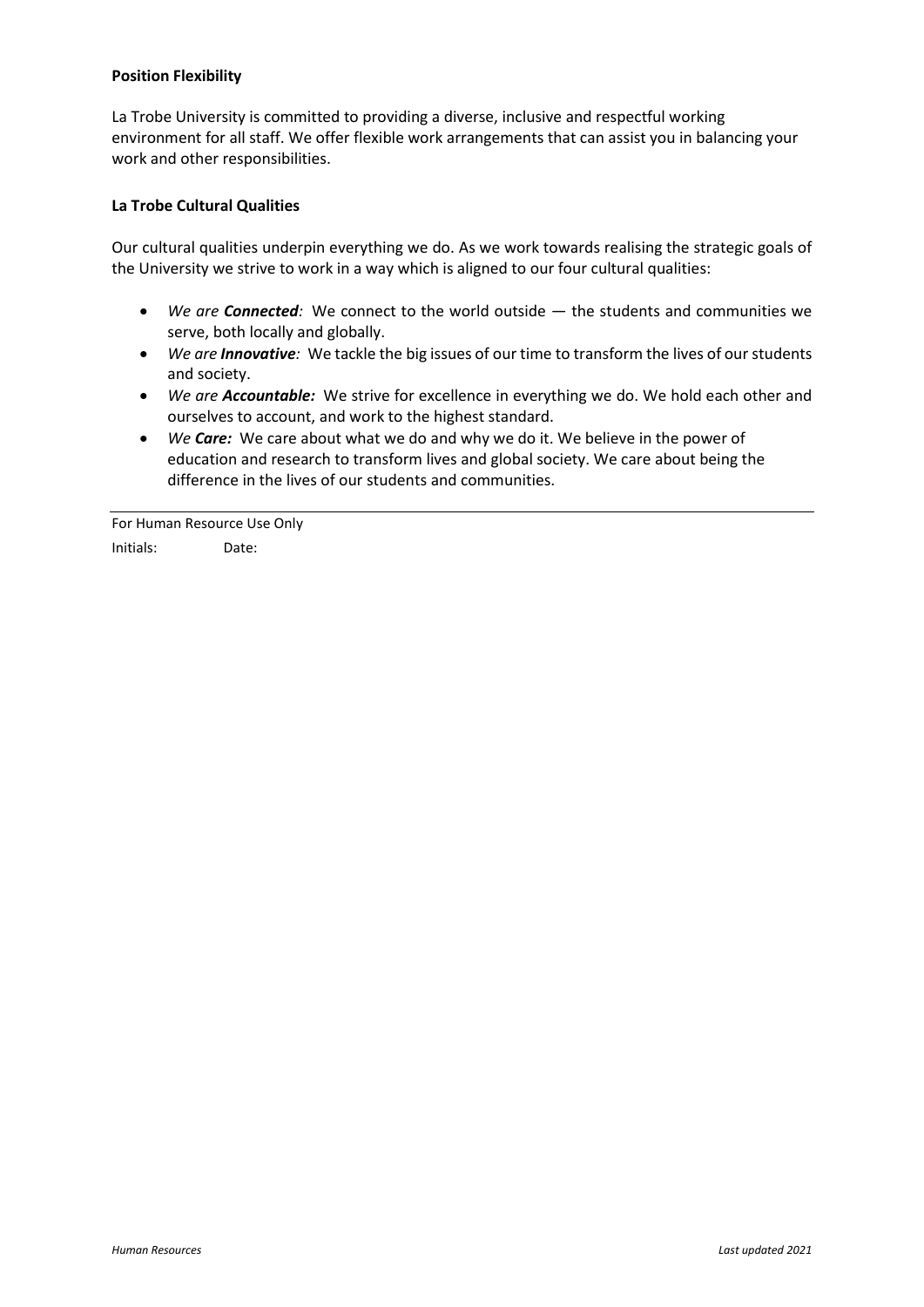**Position Flexibility**

La Trobe University is committed to providing a diverse, inclusive and respectful working environment for all staff. We offer flexible work arrangements that can assist you in balancing your work and other responsibilities.

**La Trobe Cultural Qualities**

Our cultural qualities underpin everything we do. As we work towards realising the strategic goals of the University we strive to work in a way which is aligned to our four cultural qualities:

- *We are **Connected**:* We connect to the world outside — the students and communities we serve, both locally and globally.
- *We are **Innovative**:* We tackle the big issues of our time to transform the lives of our students and society.
- *We are **Accountable:*** We strive for excellence in everything we do. We hold each other and ourselves to account, and work to the highest standard.
- *We **Care:*** We care about what we do and why we do it. We believe in the power of education and research to transform lives and global society. We care about being the difference in the lives of our students and communities.

---

For Human Resource Use Only

Initials: Date: